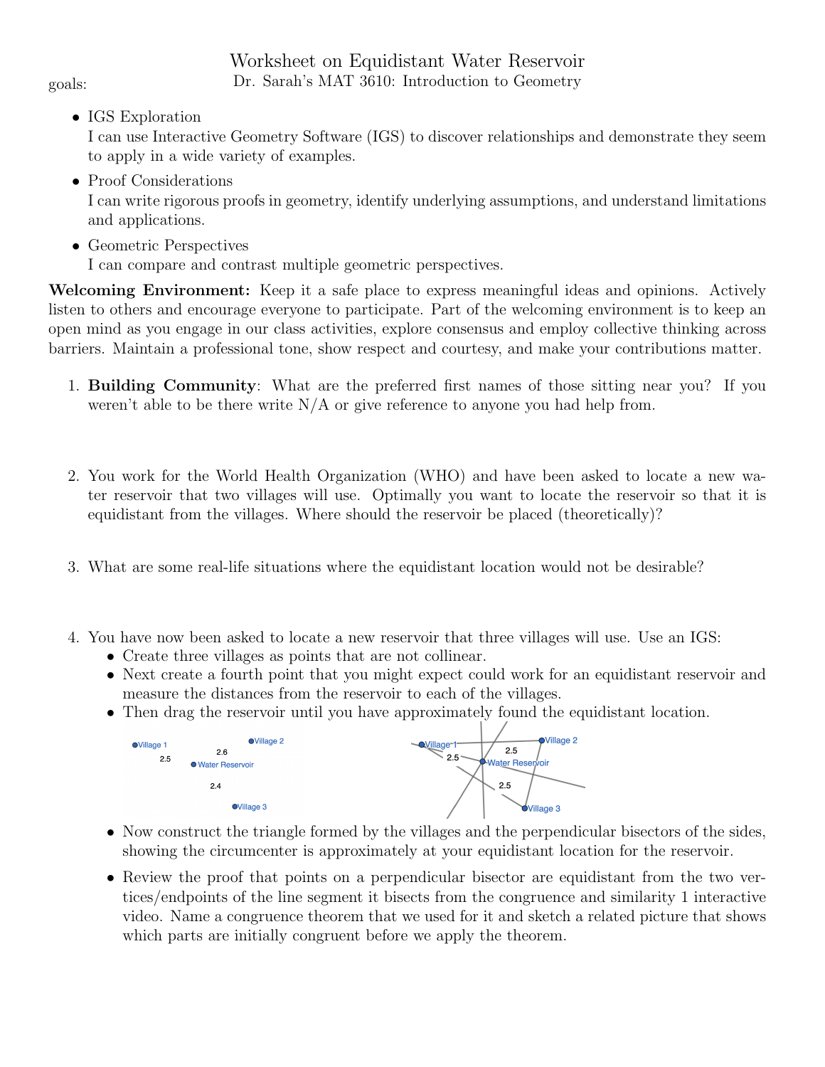# Worksheet on Equidistant Water Reservoir

Dr. Sarah's MAT 3610: Introduction to Geometry

goals:

- IGS Exploration
  I can use Interactive Geometry Software (IGS) to discover relationships and demonstrate they seem to apply in a wide variety of examples.
- Proof Considerations
  I can write rigorous proofs in geometry, identify underlying assumptions, and understand limitations and applications.
- Geometric Perspectives
  I can compare and contrast multiple geometric perspectives.

**Welcoming Environment:** Keep it a safe place to express meaningful ideas and opinions. Actively listen to others and encourage everyone to participate. Part of the welcoming environment is to keep an open mind as you engage in our class activities, explore consensus and employ collective thinking across barriers. Maintain a professional tone, show respect and courtesy, and make your contributions matter.

1. **Building Community**: What are the preferred first names of those sitting near you? If you weren't able to be there write N/A or give reference to anyone you had help from.

2. You work for the World Health Organization (WHO) and have been asked to locate a new water reservoir that two villages will use. Optimally you want to locate the reservoir so that it is equidistant from the villages. Where should the reservoir be placed (theoretically)?

3. What are some real-life situations where the equidistant location would not be desirable?

4. You have now been asked to locate a new reservoir that three villages will use. Use an IGS:
   - Create three villages as points that are not collinear.
   - Next create a fourth point that you might expect could work for an equidistant reservoir and measure the distances from the reservoir to each of the villages.
   - Then drag the reservoir until you have approximately found the equidistant location.

   Village 1, Village 2, Water Reservoir, Village 3 — 2.5, 2.6, 2.4

   Village 1, Village 2, Water Reservoir, Village 3 — 2.5, 2.5, 2.5

   - Now construct the triangle formed by the villages and the perpendicular bisectors of the sides, showing the circumcenter is approximately at your equidistant location for the reservoir.
   - Review the proof that points on a perpendicular bisector are equidistant from the two vertices/endpoints of the line segment it bisects from the congruence and similarity 1 interactive video. Name a congruence theorem that we used for it and sketch a related picture that shows which parts are initially congruent before we apply the theorem.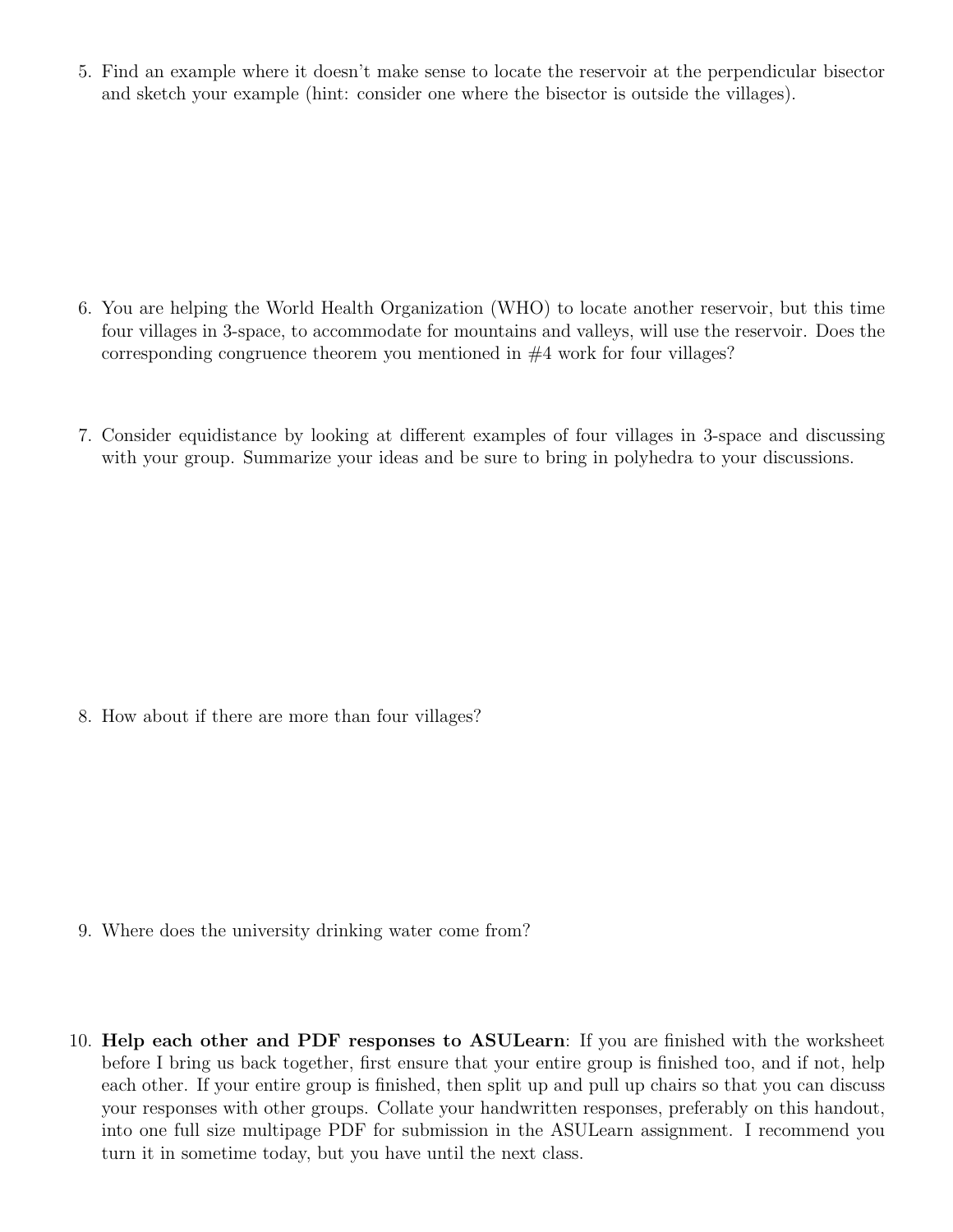5. Find an example where it doesn't make sense to locate the reservoir at the perpendicular bisector and sketch your example (hint: consider one where the bisector is outside the villages).

6. You are helping the World Health Organization (WHO) to locate another reservoir, but this time four villages in 3-space, to accommodate for mountains and valleys, will use the reservoir. Does the corresponding congruence theorem you mentioned in #4 work for four villages?

7. Consider equidistance by looking at different examples of four villages in 3-space and discussing with your group. Summarize your ideas and be sure to bring in polyhedra to your discussions.

8. How about if there are more than four villages?

9. Where does the university drinking water come from?

10. **Help each other and PDF responses to ASULearn**: If you are finished with the worksheet before I bring us back together, first ensure that your entire group is finished too, and if not, help each other. If your entire group is finished, then split up and pull up chairs so that you can discuss your responses with other groups. Collate your handwritten responses, preferably on this handout, into one full size multipage PDF for submission in the ASULearn assignment. I recommend you turn it in sometime today, but you have until the next class.